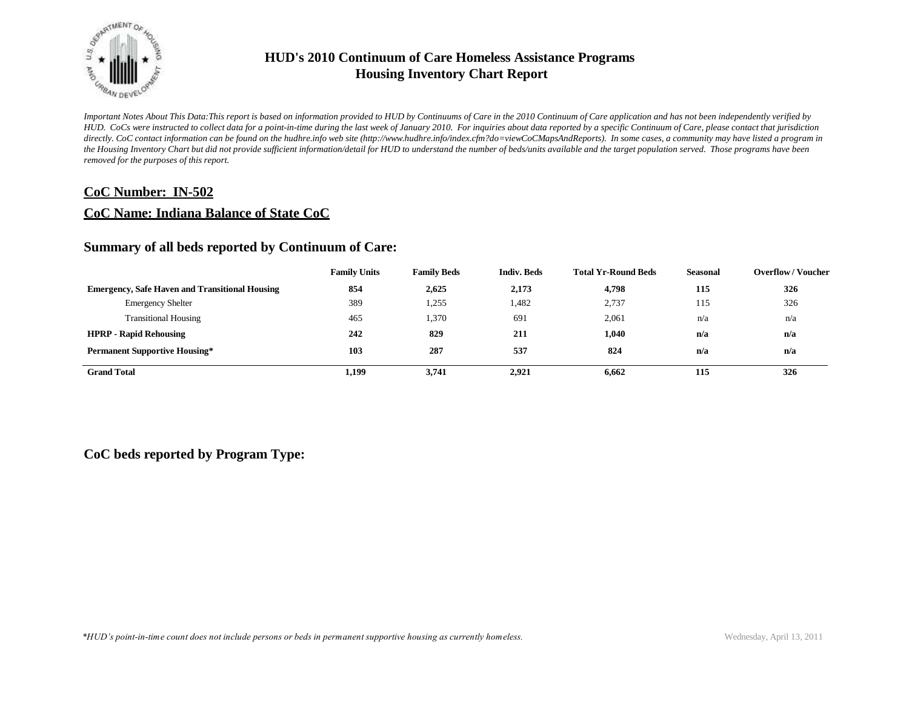# HUD's 2010 Continuum of Care Homeless Assistance Programs
## Housing Inventory Chart Report

*Important Notes About This Data:This report is based on information provided to HUD by Continuums of Care in the 2010 Continuum of Care application and has not been independently verified by HUD. CoCs were instructed to collect data for a point-in-time during the last week of January 2010. For inquiries about data reported by a specific Continuum of Care, please contact that jurisdiction directly. CoC contact information can be found on the hudhre.info web site (http://www.hudhre.info/index.cfm?do=viewCoCMapsAndReports). In some cases, a community may have listed a program in the Housing Inventory Chart but did not provide sufficient information/detail for HUD to understand the number of beds/units available and the target population served. Those programs have been removed for the purposes of this report.*

**CoC Number: IN-502**

**CoC Name: Indiana Balance of State CoC**

### Summary of all beds reported by Continuum of Care:

| | Family Units | Family Beds | Indiv. Beds | Total Yr-Round Beds | Seasonal | Overflow / Voucher |
|---|---|---|---|---|---|---|
| **Emergency, Safe Haven and Transitional Housing** | **854** | **2,625** | **2,173** | **4,798** | **115** | **326** |
| Emergency Shelter | 389 | 1,255 | 1,482 | 2,737 | 115 | 326 |
| Transitional Housing | 465 | 1,370 | 691 | 2,061 | n/a | n/a |
| **HPRP - Rapid Rehousing** | **242** | **829** | **211** | **1,040** | **n/a** | **n/a** |
| **Permanent Supportive Housing*** | **103** | **287** | **537** | **824** | **n/a** | **n/a** |
| **Grand Total** | **1,199** | **3,741** | **2,921** | **6,662** | **115** | **326** |

### CoC beds reported by Program Type:

*\*HUD's point-in-time count does not include persons or beds in permanent supportive housing as currently homeless.*

Wednesday, April 13, 2011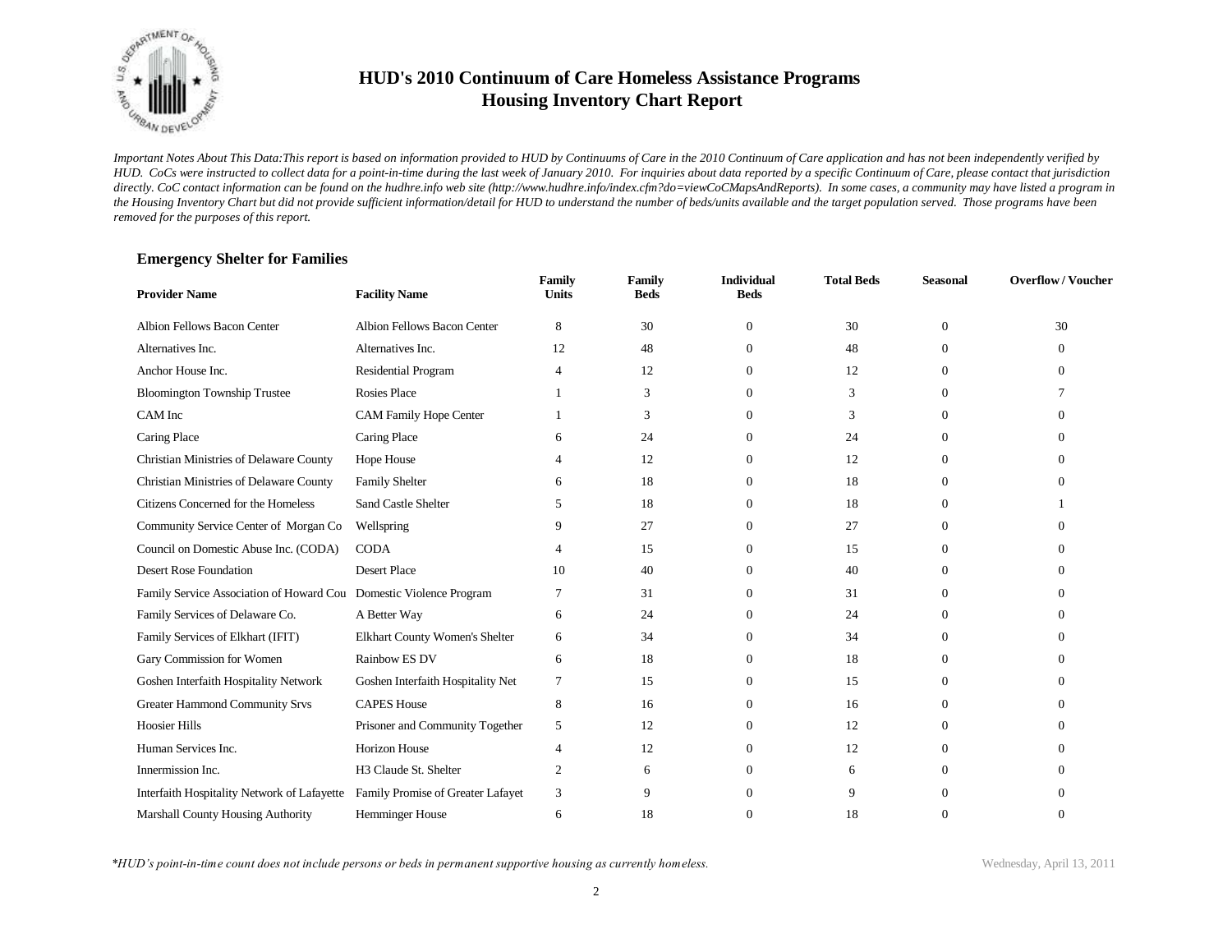# HUD's 2010 Continuum of Care Homeless Assistance Programs
## Housing Inventory Chart Report

*Important Notes About This Data:This report is based on information provided to HUD by Continuums of Care in the 2010 Continuum of Care application and has not been independently verified by HUD. CoCs were instructed to collect data for a point-in-time during the last week of January 2010. For inquiries about data reported by a specific Continuum of Care, please contact that jurisdiction directly. CoC contact information can be found on the hudhre.info web site (http://www.hudhre.info/index.cfm?do=viewCoCMapsAndReports). In some cases, a community may have listed a program in the Housing Inventory Chart but did not provide sufficient information/detail for HUD to understand the number of beds/units available and the target population served. Those programs have been removed for the purposes of this report.*

### Emergency Shelter for Families

| Provider Name | Facility Name | Family Units | Family Beds | Individual Beds | Total Beds | Seasonal | Overflow / Voucher |
|---|---|---|---|---|---|---|---|
| Albion Fellows Bacon Center | Albion Fellows Bacon Center | 8 | 30 | 0 | 30 | 0 | 30 |
| Alternatives Inc. | Alternatives Inc. | 12 | 48 | 0 | 48 | 0 | 0 |
| Anchor House Inc. | Residential Program | 4 | 12 | 0 | 12 | 0 | 0 |
| Bloomington Township Trustee | Rosies Place | 1 | 3 | 0 | 3 | 0 | 7 |
| CAM Inc | CAM Family Hope Center | 1 | 3 | 0 | 3 | 0 | 0 |
| Caring Place | Caring Place | 6 | 24 | 0 | 24 | 0 | 0 |
| Christian Ministries of Delaware County | Hope House | 4 | 12 | 0 | 12 | 0 | 0 |
| Christian Ministries of Delaware County | Family Shelter | 6 | 18 | 0 | 18 | 0 | 0 |
| Citizens Concerned for the Homeless | Sand Castle Shelter | 5 | 18 | 0 | 18 | 0 | 1 |
| Community Service Center of Morgan Co | Wellspring | 9 | 27 | 0 | 27 | 0 | 0 |
| Council on Domestic Abuse Inc. (CODA) | CODA | 4 | 15 | 0 | 15 | 0 | 0 |
| Desert Rose Foundation | Desert Place | 10 | 40 | 0 | 40 | 0 | 0 |
| Family Service Association of Howard Cou | Domestic Violence Program | 7 | 31 | 0 | 31 | 0 | 0 |
| Family Services of Delaware Co. | A Better Way | 6 | 24 | 0 | 24 | 0 | 0 |
| Family Services of Elkhart (IFIT) | Elkhart County Women's Shelter | 6 | 34 | 0 | 34 | 0 | 0 |
| Gary Commission for Women | Rainbow ES DV | 6 | 18 | 0 | 18 | 0 | 0 |
| Goshen Interfaith Hospitality Network | Goshen Interfaith Hospitality Net | 7 | 15 | 0 | 15 | 0 | 0 |
| Greater Hammond Community Srvs | CAPES House | 8 | 16 | 0 | 16 | 0 | 0 |
| Hoosier Hills | Prisoner and Community Together | 5 | 12 | 0 | 12 | 0 | 0 |
| Human Services Inc. | Horizon House | 4 | 12 | 0 | 12 | 0 | 0 |
| Innermission Inc. | H3 Claude St. Shelter | 2 | 6 | 0 | 6 | 0 | 0 |
| Interfaith Hospitality Network of Lafayette | Family Promise of Greater Lafayet | 3 | 9 | 0 | 9 | 0 | 0 |
| Marshall County Housing Authority | Hemminger House | 6 | 18 | 0 | 18 | 0 | 0 |

*\*HUD's point-in-time count does not include persons or beds in permanent supportive housing as currently homeless.*

Wednesday, April 13, 2011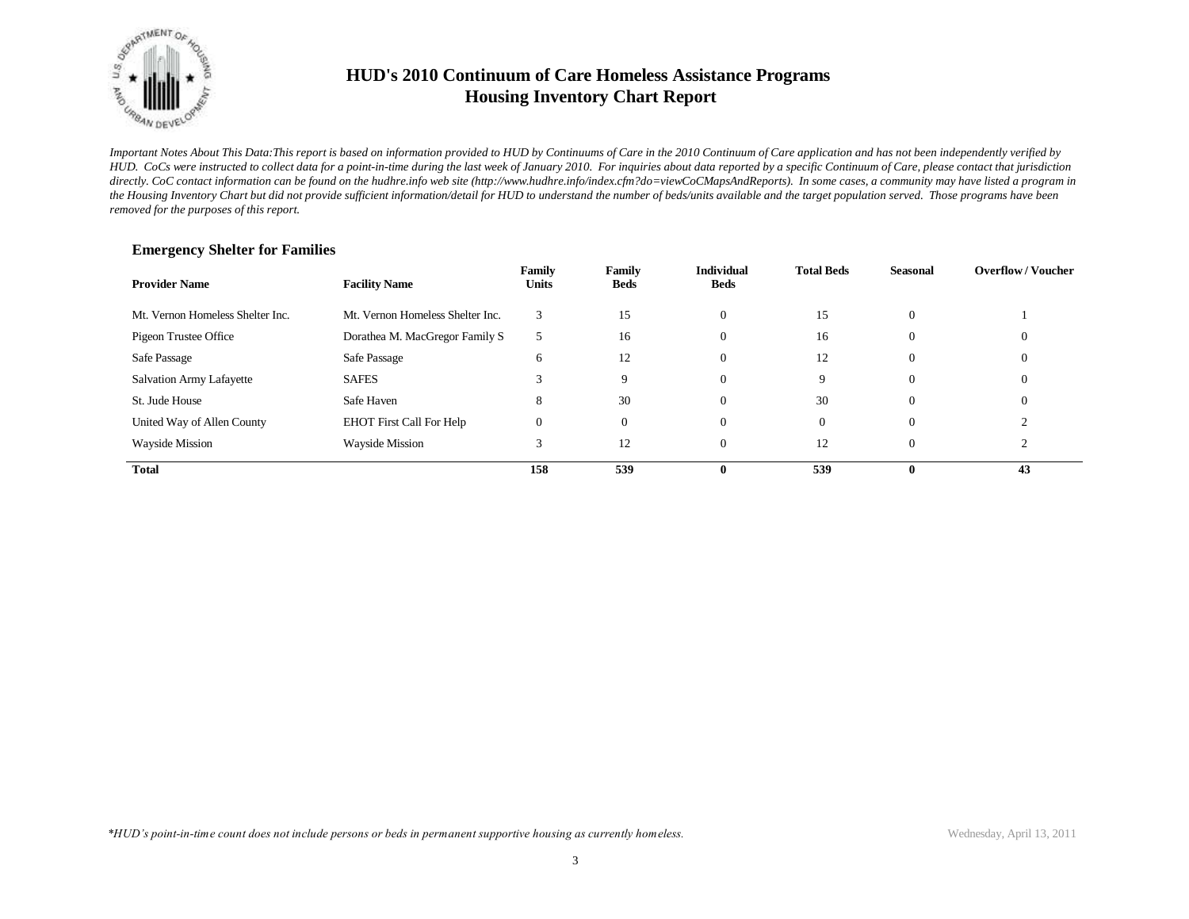# HUD's 2010 Continuum of Care Homeless Assistance Programs
# Housing Inventory Chart Report

*Important Notes About This Data:This report is based on information provided to HUD by Continuums of Care in the 2010 Continuum of Care application and has not been independently verified by HUD. CoCs were instructed to collect data for a point-in-time during the last week of January 2010. For inquiries about data reported by a specific Continuum of Care, please contact that jurisdiction directly. CoC contact information can be found on the hudhre.info web site (http://www.hudhre.info/index.cfm?do=viewCoCMapsAndReports). In some cases, a community may have listed a program in the Housing Inventory Chart but did not provide sufficient information/detail for HUD to understand the number of beds/units available and the target population served. Those programs have been removed for the purposes of this report.*

### Emergency Shelter for Families

| Provider Name | Facility Name | Family Units | Family Beds | Individual Beds | Total Beds | Seasonal | Overflow / Voucher |
|---|---|---|---|---|---|---|---|
| Mt. Vernon Homeless Shelter Inc. | Mt. Vernon Homeless Shelter Inc. | 3 | 15 | 0 | 15 | 0 | 1 |
| Pigeon Trustee Office | Dorathea M. MacGregor Family S | 5 | 16 | 0 | 16 | 0 | 0 |
| Safe Passage | Safe Passage | 6 | 12 | 0 | 12 | 0 | 0 |
| Salvation Army Lafayette | SAFES | 3 | 9 | 0 | 9 | 0 | 0 |
| St. Jude House | Safe Haven | 8 | 30 | 0 | 30 | 0 | 0 |
| United Way of Allen County | EHOT First Call For Help | 0 | 0 | 0 | 0 | 0 | 2 |
| Wayside Mission | Wayside Mission | 3 | 12 | 0 | 12 | 0 | 2 |
| **Total** | | **158** | **539** | **0** | **539** | **0** | **43** |

*\*HUD's point-in-time count does not include persons or beds in permanent supportive housing as currently homeless.*

Wednesday, April 13, 2011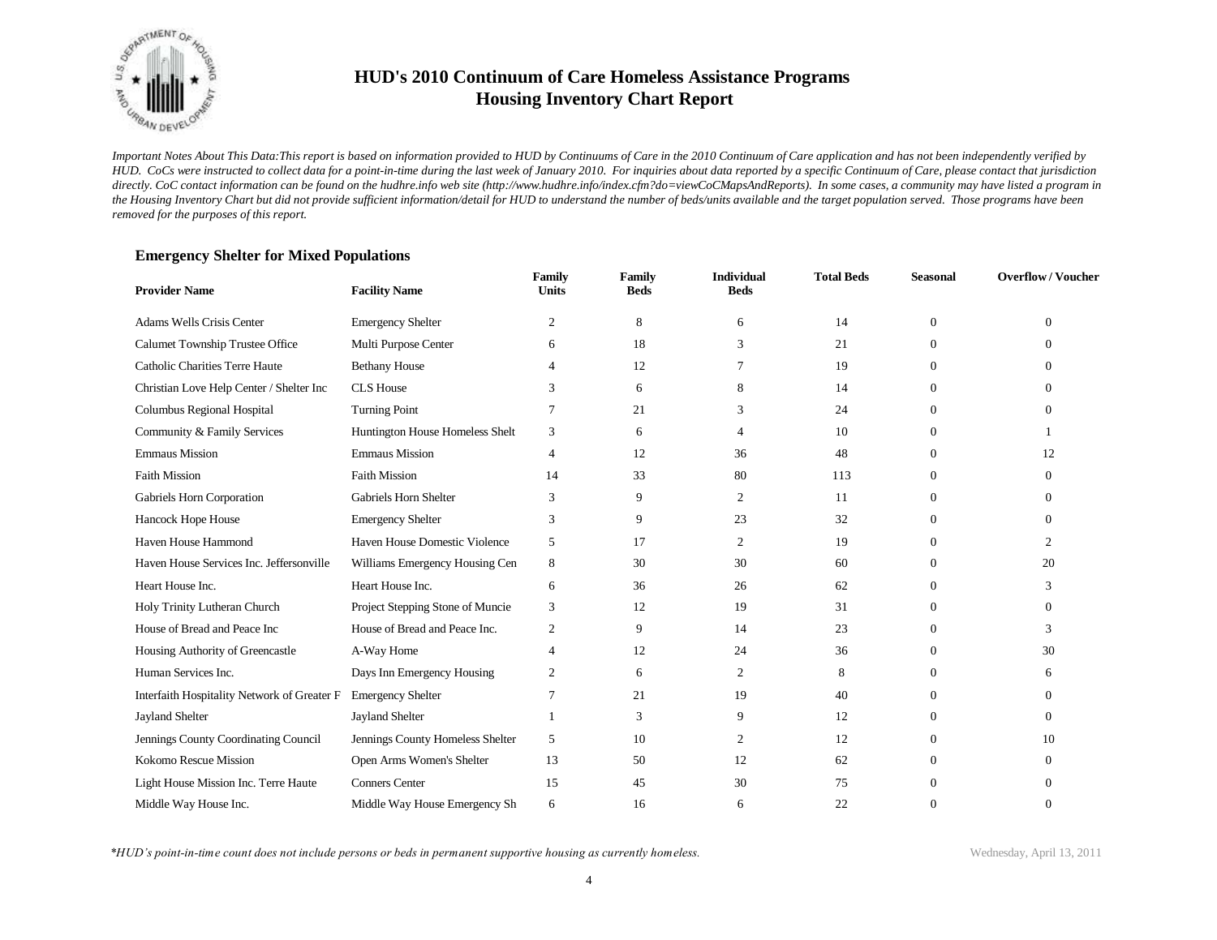# HUD's 2010 Continuum of Care Homeless Assistance Programs
# Housing Inventory Chart Report

*Important Notes About This Data:This report is based on information provided to HUD by Continuums of Care in the 2010 Continuum of Care application and has not been independently verified by HUD. CoCs were instructed to collect data for a point-in-time during the last week of January 2010. For inquiries about data reported by a specific Continuum of Care, please contact that jurisdiction directly. CoC contact information can be found on the hudhre.info web site (http://www.hudhre.info/index.cfm?do=viewCoCMapsAndReports). In some cases, a community may have listed a program in the Housing Inventory Chart but did not provide sufficient information/detail for HUD to understand the number of beds/units available and the target population served. Those programs have been removed for the purposes of this report.*

## Emergency Shelter for Mixed Populations

| Provider Name | Facility Name | Family Units | Family Beds | Individual Beds | Total Beds | Seasonal | Overflow / Voucher |
|---|---|---|---|---|---|---|---|
| Adams Wells Crisis Center | Emergency Shelter | 2 | 8 | 6 | 14 | 0 | 0 |
| Calumet Township Trustee Office | Multi Purpose Center | 6 | 18 | 3 | 21 | 0 | 0 |
| Catholic Charities Terre Haute | Bethany House | 4 | 12 | 7 | 19 | 0 | 0 |
| Christian Love Help Center / Shelter Inc | CLS House | 3 | 6 | 8 | 14 | 0 | 0 |
| Columbus Regional Hospital | Turning Point | 7 | 21 | 3 | 24 | 0 | 0 |
| Community & Family Services | Huntington House Homeless Shelt | 3 | 6 | 4 | 10 | 0 | 1 |
| Emmaus Mission | Emmaus Mission | 4 | 12 | 36 | 48 | 0 | 12 |
| Faith Mission | Faith Mission | 14 | 33 | 80 | 113 | 0 | 0 |
| Gabriels Horn Corporation | Gabriels Horn Shelter | 3 | 9 | 2 | 11 | 0 | 0 |
| Hancock Hope House | Emergency Shelter | 3 | 9 | 23 | 32 | 0 | 0 |
| Haven House Hammond | Haven House Domestic Violence | 5 | 17 | 2 | 19 | 0 | 2 |
| Haven House Services Inc. Jeffersonville | Williams Emergency Housing Cen | 8 | 30 | 30 | 60 | 0 | 20 |
| Heart House Inc. | Heart House Inc. | 6 | 36 | 26 | 62 | 0 | 3 |
| Holy Trinity Lutheran Church | Project Stepping Stone of Muncie | 3 | 12 | 19 | 31 | 0 | 0 |
| House of Bread and Peace Inc | House of Bread and Peace Inc. | 2 | 9 | 14 | 23 | 0 | 3 |
| Housing Authority of Greencastle | A-Way Home | 4 | 12 | 24 | 36 | 0 | 30 |
| Human Services Inc. | Days Inn Emergency Housing | 2 | 6 | 2 | 8 | 0 | 6 |
| Interfaith Hospitality Network of Greater F | Emergency Shelter | 7 | 21 | 19 | 40 | 0 | 0 |
| Jayland Shelter | Jayland Shelter | 1 | 3 | 9 | 12 | 0 | 0 |
| Jennings County Coordinating Council | Jennings County Homeless Shelter | 5 | 10 | 2 | 12 | 0 | 10 |
| Kokomo Rescue Mission | Open Arms Women's Shelter | 13 | 50 | 12 | 62 | 0 | 0 |
| Light House Mission Inc. Terre Haute | Conners Center | 15 | 45 | 30 | 75 | 0 | 0 |
| Middle Way House Inc. | Middle Way House Emergency Sh | 6 | 16 | 6 | 22 | 0 | 0 |

*\*HUD's point-in-time count does not include persons or beds in permanent supportive housing as currently homeless.*

Wednesday, April 13, 2011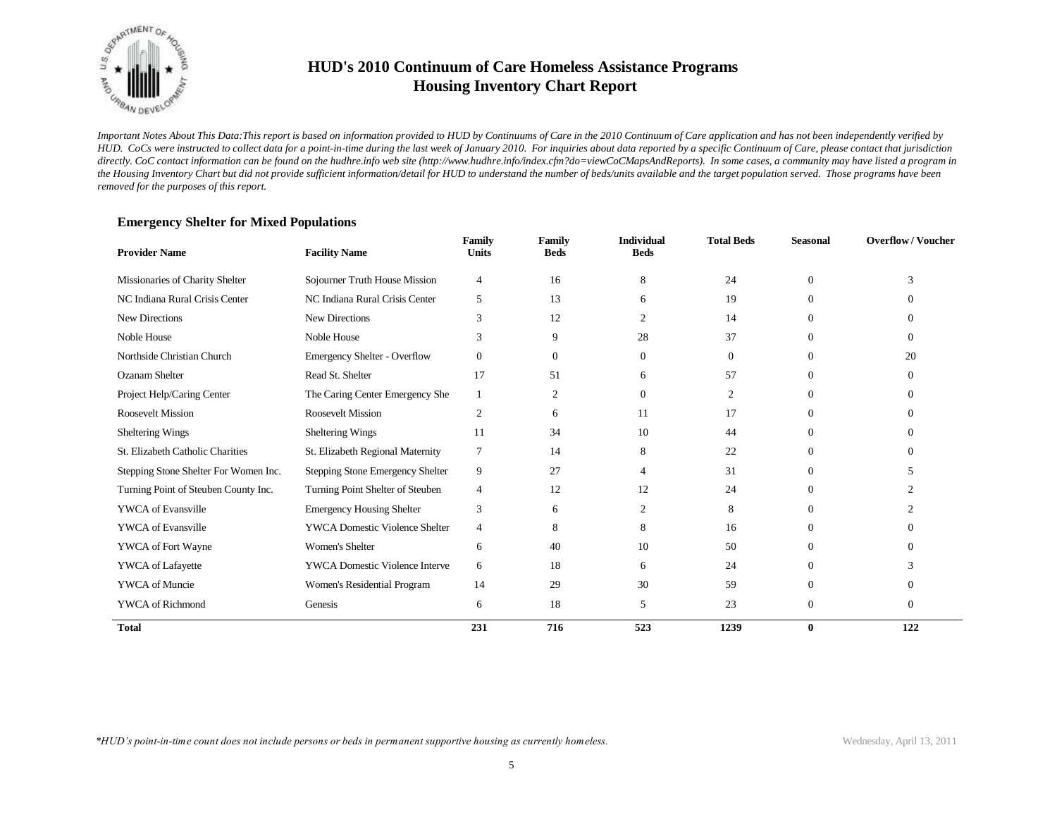# HUD's 2010 Continuum of Care Homeless Assistance Programs
# Housing Inventory Chart Report

*Important Notes About This Data:This report is based on information provided to HUD by Continuums of Care in the 2010 Continuum of Care application and has not been independently verified by HUD. CoCs were instructed to collect data for a point-in-time during the last week of January 2010. For inquiries about data reported by a specific Continuum of Care, please contact that jurisdiction directly. CoC contact information can be found on the hudhre.info web site (http://www.hudhre.info/index.cfm?do=viewCoCMapsAndReports). In some cases, a community may have listed a program in the Housing Inventory Chart but did not provide sufficient information/detail for HUD to understand the number of beds/units available and the target population served. Those programs have been removed for the purposes of this report.*

### Emergency Shelter for Mixed Populations

| Provider Name | Facility Name | Family Units | Family Beds | Individual Beds | Total Beds | Seasonal | Overflow / Voucher |
|---|---|---|---|---|---|---|---|
| Missionaries of Charity Shelter | Sojourner Truth House Mission | 4 | 16 | 8 | 24 | 0 | 3 |
| NC Indiana Rural Crisis Center | NC Indiana Rural Crisis Center | 5 | 13 | 6 | 19 | 0 | 0 |
| New Directions | New Directions | 3 | 12 | 2 | 14 | 0 | 0 |
| Noble House | Noble House | 3 | 9 | 28 | 37 | 0 | 0 |
| Northside Christian Church | Emergency Shelter - Overflow | 0 | 0 | 0 | 0 | 0 | 20 |
| Ozanam Shelter | Read St. Shelter | 17 | 51 | 6 | 57 | 0 | 0 |
| Project Help/Caring Center | The Caring Center Emergency She | 1 | 2 | 0 | 2 | 0 | 0 |
| Roosevelt Mission | Roosevelt Mission | 2 | 6 | 11 | 17 | 0 | 0 |
| Sheltering Wings | Sheltering Wings | 11 | 34 | 10 | 44 | 0 | 0 |
| St. Elizabeth Catholic Charities | St. Elizabeth Regional Maternity | 7 | 14 | 8 | 22 | 0 | 0 |
| Stepping Stone Shelter For Women Inc. | Stepping Stone Emergency Shelter | 9 | 27 | 4 | 31 | 0 | 5 |
| Turning Point of Steuben County Inc. | Turning Point Shelter of Steuben | 4 | 12 | 12 | 24 | 0 | 2 |
| YWCA of Evansville | Emergency Housing Shelter | 3 | 6 | 2 | 8 | 0 | 2 |
| YWCA of Evansville | YWCA Domestic Violence Shelter | 4 | 8 | 8 | 16 | 0 | 0 |
| YWCA of Fort Wayne | Women's Shelter | 6 | 40 | 10 | 50 | 0 | 0 |
| YWCA of Lafayette | YWCA Domestic Violence Interve | 6 | 18 | 6 | 24 | 0 | 3 |
| YWCA of Muncie | Women's Residential Program | 14 | 29 | 30 | 59 | 0 | 0 |
| YWCA of Richmond | Genesis | 6 | 18 | 5 | 23 | 0 | 0 |
| **Total** | | **231** | **716** | **523** | **1239** | **0** | **122** |

*\*HUD's point-in-time count does not include persons or beds in permanent supportive housing as currently homeless.*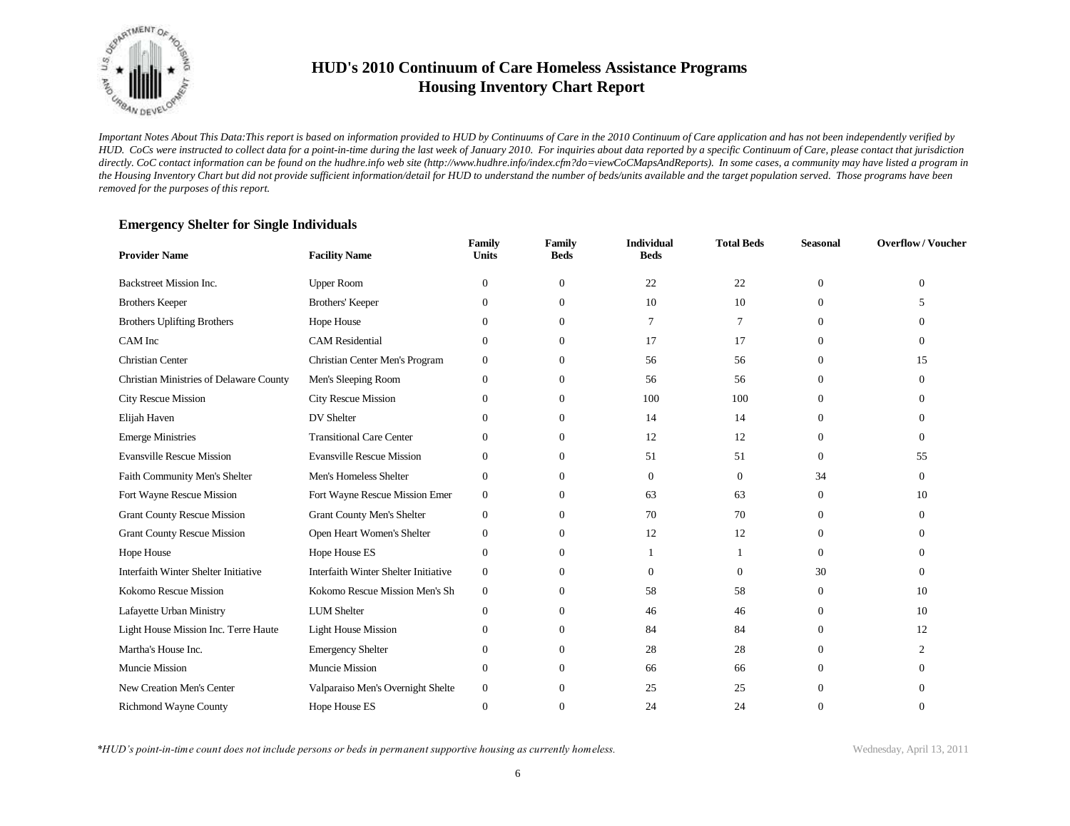# HUD's 2010 Continuum of Care Homeless Assistance Programs
## Housing Inventory Chart Report

*Important Notes About This Data:This report is based on information provided to HUD by Continuums of Care in the 2010 Continuum of Care application and has not been independently verified by HUD. CoCs were instructed to collect data for a point-in-time during the last week of January 2010. For inquiries about data reported by a specific Continuum of Care, please contact that jurisdiction directly. CoC contact information can be found on the hudhre.info web site (http://www.hudhre.info/index.cfm?do=viewCoCMapsAndReports). In some cases, a community may have listed a program in the Housing Inventory Chart but did not provide sufficient information/detail for HUD to understand the number of beds/units available and the target population served. Those programs have been removed for the purposes of this report.*

### Emergency Shelter for Single Individuals

| Provider Name | Facility Name | Family Units | Family Beds | Individual Beds | Total Beds | Seasonal | Overflow / Voucher |
|---|---|---|---|---|---|---|---|
| Backstreet Mission Inc. | Upper Room | 0 | 0 | 22 | 22 | 0 | 0 |
| Brothers Keeper | Brothers' Keeper | 0 | 0 | 10 | 10 | 0 | 5 |
| Brothers Uplifting Brothers | Hope House | 0 | 0 | 7 | 7 | 0 | 0 |
| CAM Inc | CAM Residential | 0 | 0 | 17 | 17 | 0 | 0 |
| Christian Center | Christian Center Men's Program | 0 | 0 | 56 | 56 | 0 | 15 |
| Christian Ministries of Delaware County | Men's Sleeping Room | 0 | 0 | 56 | 56 | 0 | 0 |
| City Rescue Mission | City Rescue Mission | 0 | 0 | 100 | 100 | 0 | 0 |
| Elijah Haven | DV Shelter | 0 | 0 | 14 | 14 | 0 | 0 |
| Emerge Ministries | Transitional Care Center | 0 | 0 | 12 | 12 | 0 | 0 |
| Evansville Rescue Mission | Evansville Rescue Mission | 0 | 0 | 51 | 51 | 0 | 55 |
| Faith Community Men's Shelter | Men's Homeless Shelter | 0 | 0 | 0 | 0 | 34 | 0 |
| Fort Wayne Rescue Mission | Fort Wayne Rescue Mission Emer | 0 | 0 | 63 | 63 | 0 | 10 |
| Grant County Rescue Mission | Grant County Men's Shelter | 0 | 0 | 70 | 70 | 0 | 0 |
| Grant County Rescue Mission | Open Heart Women's Shelter | 0 | 0 | 12 | 12 | 0 | 0 |
| Hope House | Hope House ES | 0 | 0 | 1 | 1 | 0 | 0 |
| Interfaith Winter Shelter Initiative | Interfaith Winter Shelter Initiative | 0 | 0 | 0 | 0 | 30 | 0 |
| Kokomo Rescue Mission | Kokomo Rescue Mission Men's Sh | 0 | 0 | 58 | 58 | 0 | 10 |
| Lafayette Urban Ministry | LUM Shelter | 0 | 0 | 46 | 46 | 0 | 10 |
| Light House Mission Inc. Terre Haute | Light House Mission | 0 | 0 | 84 | 84 | 0 | 12 |
| Martha's House Inc. | Emergency Shelter | 0 | 0 | 28 | 28 | 0 | 2 |
| Muncie Mission | Muncie Mission | 0 | 0 | 66 | 66 | 0 | 0 |
| New Creation Men's Center | Valparaiso Men's Overnight Shelte | 0 | 0 | 25 | 25 | 0 | 0 |
| Richmond Wayne County | Hope House ES | 0 | 0 | 24 | 24 | 0 | 0 |

*\*HUD's point-in-time count does not include persons or beds in permanent supportive housing as currently homeless.*

Wednesday, April 13, 2011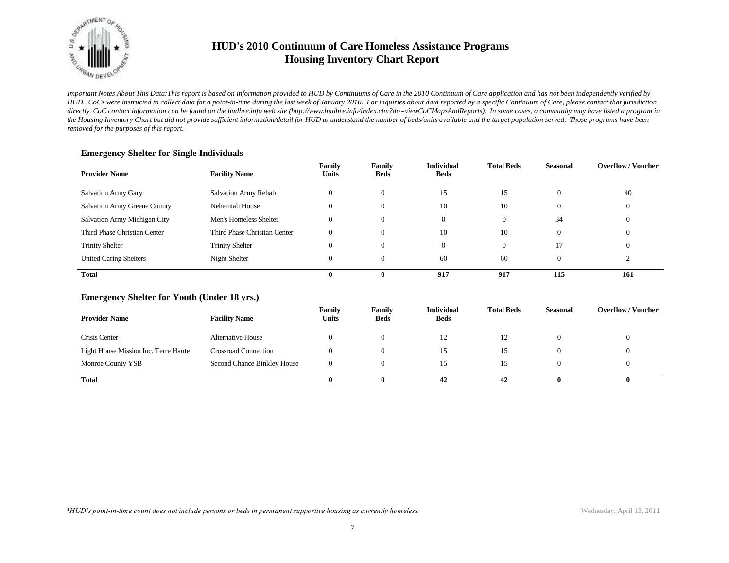# HUD's 2010 Continuum of Care Homeless Assistance Programs
# Housing Inventory Chart Report

*Important Notes About This Data:This report is based on information provided to HUD by Continuums of Care in the 2010 Continuum of Care application and has not been independently verified by HUD. CoCs were instructed to collect data for a point-in-time during the last week of January 2010. For inquiries about data reported by a specific Continuum of Care, please contact that jurisdiction directly. CoC contact information can be found on the hudhre.info web site (http://www.hudhre.info/index.cfm?do=viewCoCMapsAndReports). In some cases, a community may have listed a program in the Housing Inventory Chart but did not provide sufficient information/detail for HUD to understand the number of beds/units available and the target population served. Those programs have been removed for the purposes of this report.*

### Emergency Shelter for Single Individuals

| Provider Name | Facility Name | Family Units | Family Beds | Individual Beds | Total Beds | Seasonal | Overflow / Voucher |
|---|---|---|---|---|---|---|---|
| Salvation Army Gary | Salvation Army Rehab | 0 | 0 | 15 | 15 | 0 | 40 |
| Salvation Army Greene County | Nehemiah House | 0 | 0 | 10 | 10 | 0 | 0 |
| Salvation Army Michigan City | Men's Homeless Shelter | 0 | 0 | 0 | 0 | 34 | 0 |
| Third Phase Christian Center | Third Phase Christian Center | 0 | 0 | 10 | 10 | 0 | 0 |
| Trinity Shelter | Trinity Shelter | 0 | 0 | 0 | 0 | 17 | 0 |
| United Caring Shelters | Night Shelter | 0 | 0 | 60 | 60 | 0 | 2 |
| **Total** | | **0** | **0** | **917** | **917** | **115** | **161** |

### Emergency Shelter for Youth (Under 18 yrs.)

| Provider Name | Facility Name | Family Units | Family Beds | Individual Beds | Total Beds | Seasonal | Overflow / Voucher |
|---|---|---|---|---|---|---|---|
| Crisis Center | Alternative House | 0 | 0 | 12 | 12 | 0 | 0 |
| Light House Mission Inc. Terre Haute | Crossroad Connection | 0 | 0 | 15 | 15 | 0 | 0 |
| Monroe County YSB | Second Chance Binkley House | 0 | 0 | 15 | 15 | 0 | 0 |
| **Total** | | **0** | **0** | **42** | **42** | **0** | **0** |

*\*HUD's point-in-time count does not include persons or beds in permanent supportive housing as currently homeless.*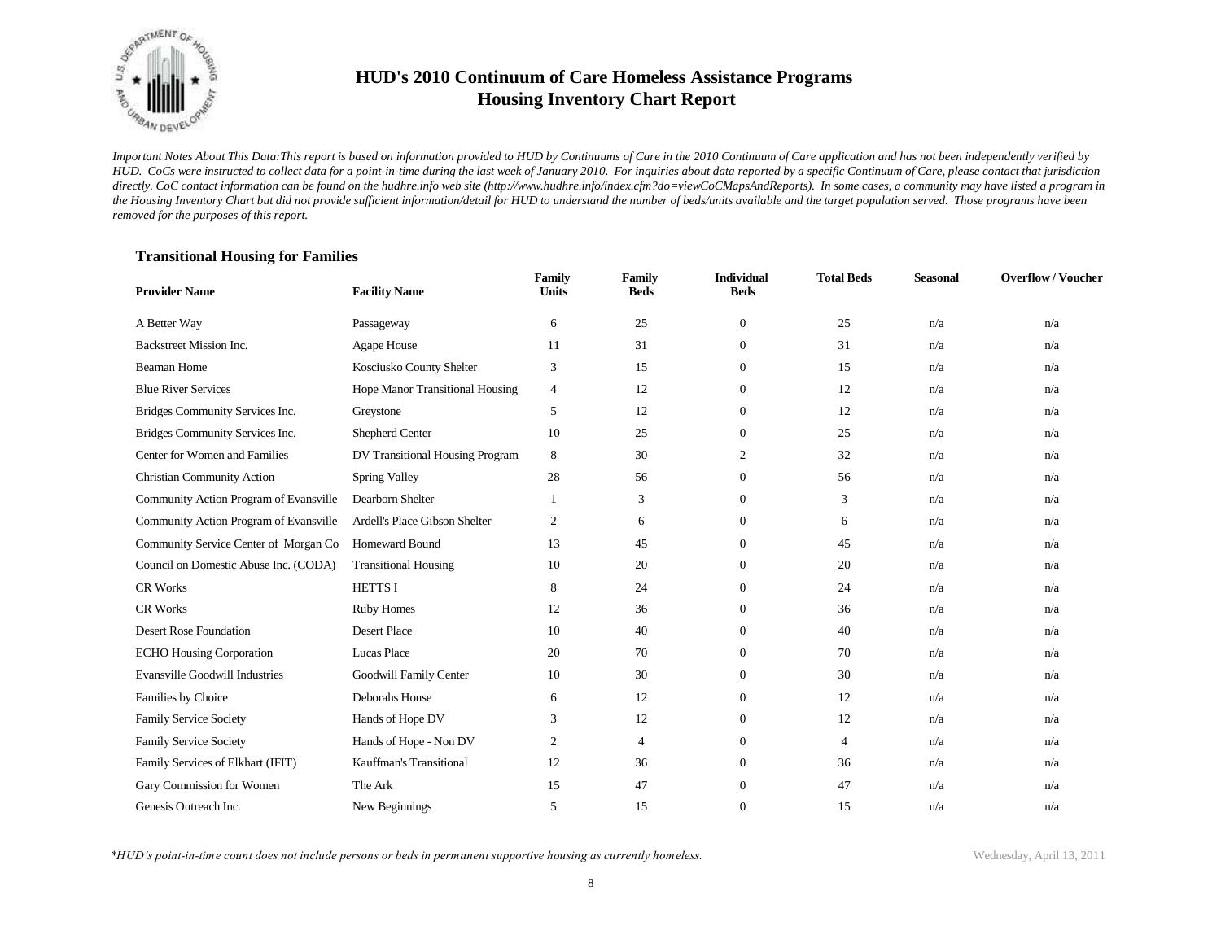# HUD's 2010 Continuum of Care Homeless Assistance Programs
## Housing Inventory Chart Report

*Important Notes About This Data:This report is based on information provided to HUD by Continuums of Care in the 2010 Continuum of Care application and has not been independently verified by HUD. CoCs were instructed to collect data for a point-in-time during the last week of January 2010. For inquiries about data reported by a specific Continuum of Care, please contact that jurisdiction directly. CoC contact information can be found on the hudhre.info web site (http://www.hudhre.info/index.cfm?do=viewCoCMapsAndReports). In some cases, a community may have listed a program in the Housing Inventory Chart but did not provide sufficient information/detail for HUD to understand the number of beds/units available and the target population served. Those programs have been removed for the purposes of this report.*

### Transitional Housing for Families

| Provider Name | Facility Name | Family Units | Family Beds | Individual Beds | Total Beds | Seasonal | Overflow / Voucher |
|---|---|---|---|---|---|---|---|
| A Better Way | Passageway | 6 | 25 | 0 | 25 | n/a | n/a |
| Backstreet Mission Inc. | Agape House | 11 | 31 | 0 | 31 | n/a | n/a |
| Beaman Home | Kosciusko County Shelter | 3 | 15 | 0 | 15 | n/a | n/a |
| Blue River Services | Hope Manor Transitional Housing | 4 | 12 | 0 | 12 | n/a | n/a |
| Bridges Community Services Inc. | Greystone | 5 | 12 | 0 | 12 | n/a | n/a |
| Bridges Community Services Inc. | Shepherd Center | 10 | 25 | 0 | 25 | n/a | n/a |
| Center for Women and Families | DV Transitional Housing Program | 8 | 30 | 2 | 32 | n/a | n/a |
| Christian Community Action | Spring Valley | 28 | 56 | 0 | 56 | n/a | n/a |
| Community Action Program of Evansville | Dearborn Shelter | 1 | 3 | 0 | 3 | n/a | n/a |
| Community Action Program of Evansville | Ardell's Place Gibson Shelter | 2 | 6 | 0 | 6 | n/a | n/a |
| Community Service Center of Morgan Co | Homeward Bound | 13 | 45 | 0 | 45 | n/a | n/a |
| Council on Domestic Abuse Inc. (CODA) | Transitional Housing | 10 | 20 | 0 | 20 | n/a | n/a |
| CR Works | HETTS I | 8 | 24 | 0 | 24 | n/a | n/a |
| CR Works | Ruby Homes | 12 | 36 | 0 | 36 | n/a | n/a |
| Desert Rose Foundation | Desert Place | 10 | 40 | 0 | 40 | n/a | n/a |
| ECHO Housing Corporation | Lucas Place | 20 | 70 | 0 | 70 | n/a | n/a |
| Evansville Goodwill Industries | Goodwill Family Center | 10 | 30 | 0 | 30 | n/a | n/a |
| Families by Choice | Deborahs House | 6 | 12 | 0 | 12 | n/a | n/a |
| Family Service Society | Hands of Hope DV | 3 | 12 | 0 | 12 | n/a | n/a |
| Family Service Society | Hands of Hope - Non DV | 2 | 4 | 0 | 4 | n/a | n/a |
| Family Services of Elkhart (IFIT) | Kauffman's Transitional | 12 | 36 | 0 | 36 | n/a | n/a |
| Gary Commission for Women | The Ark | 15 | 47 | 0 | 47 | n/a | n/a |
| Genesis Outreach Inc. | New Beginnings | 5 | 15 | 0 | 15 | n/a | n/a |

*\*HUD's point-in-time count does not include persons or beds in permanent supportive housing as currently homeless.*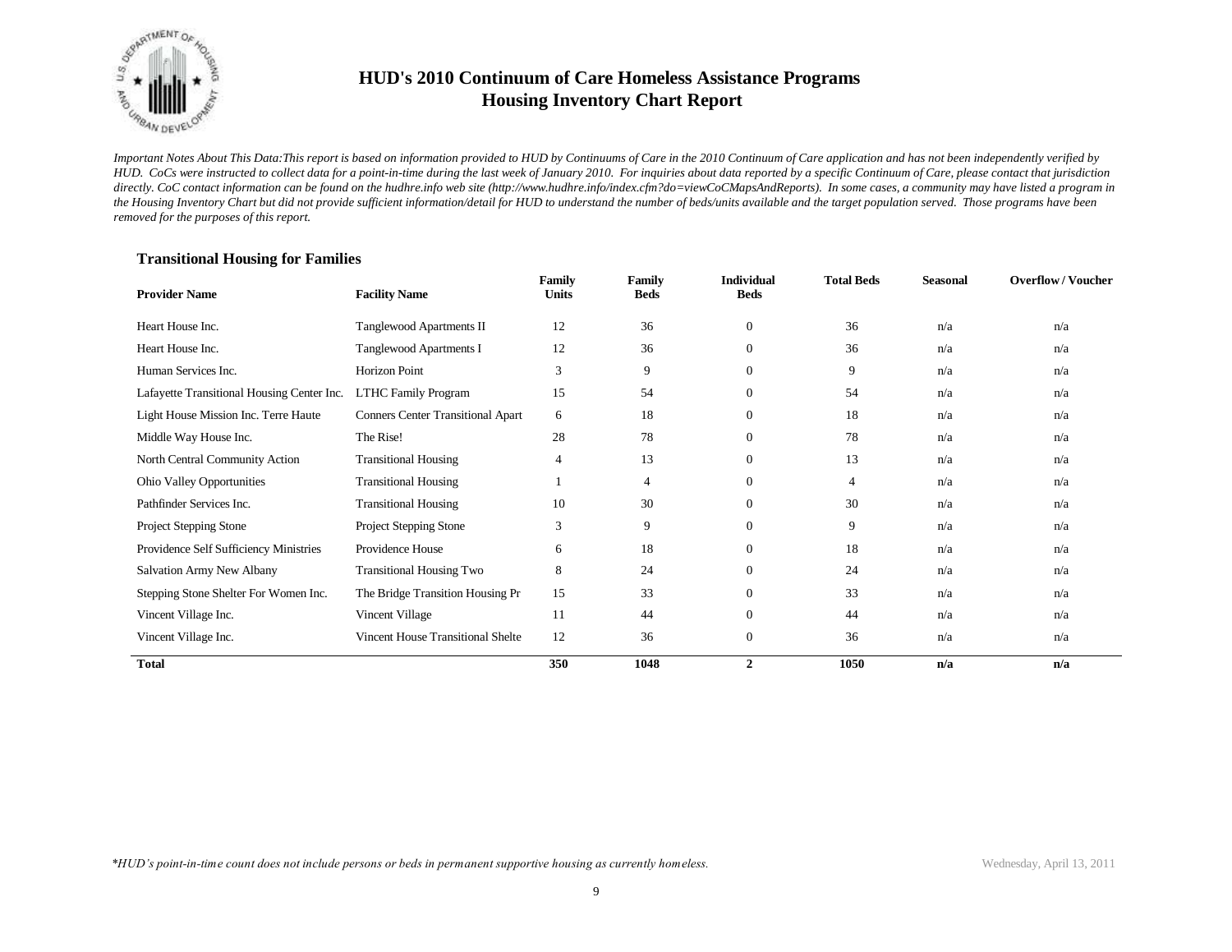# HUD's 2010 Continuum of Care Homeless Assistance Programs
# Housing Inventory Chart Report

*Important Notes About This Data:This report is based on information provided to HUD by Continuums of Care in the 2010 Continuum of Care application and has not been independently verified by HUD. CoCs were instructed to collect data for a point-in-time during the last week of January 2010. For inquiries about data reported by a specific Continuum of Care, please contact that jurisdiction directly. CoC contact information can be found on the hudhre.info web site (http://www.hudhre.info/index.cfm?do=viewCoCMapsAndReports). In some cases, a community may have listed a program in the Housing Inventory Chart but did not provide sufficient information/detail for HUD to understand the number of beds/units available and the target population served. Those programs have been removed for the purposes of this report.*

### Transitional Housing for Families

| Provider Name | Facility Name | Family Units | Family Beds | Individual Beds | Total Beds | Seasonal | Overflow / Voucher |
|---|---|---|---|---|---|---|---|
| Heart House Inc. | Tanglewood Apartments II | 12 | 36 | 0 | 36 | n/a | n/a |
| Heart House Inc. | Tanglewood Apartments I | 12 | 36 | 0 | 36 | n/a | n/a |
| Human Services Inc. | Horizon Point | 3 | 9 | 0 | 9 | n/a | n/a |
| Lafayette Transitional Housing Center Inc. | LTHC Family Program | 15 | 54 | 0 | 54 | n/a | n/a |
| Light House Mission Inc. Terre Haute | Conners Center Transitional Apart | 6 | 18 | 0 | 18 | n/a | n/a |
| Middle Way House Inc. | The Rise! | 28 | 78 | 0 | 78 | n/a | n/a |
| North Central Community Action | Transitional Housing | 4 | 13 | 0 | 13 | n/a | n/a |
| Ohio Valley Opportunities | Transitional Housing | 1 | 4 | 0 | 4 | n/a | n/a |
| Pathfinder Services Inc. | Transitional Housing | 10 | 30 | 0 | 30 | n/a | n/a |
| Project Stepping Stone | Project Stepping Stone | 3 | 9 | 0 | 9 | n/a | n/a |
| Providence Self Sufficiency Ministries | Providence House | 6 | 18 | 0 | 18 | n/a | n/a |
| Salvation Army New Albany | Transitional Housing Two | 8 | 24 | 0 | 24 | n/a | n/a |
| Stepping Stone Shelter For Women Inc. | The Bridge Transition Housing Pr | 15 | 33 | 0 | 33 | n/a | n/a |
| Vincent Village Inc. | Vincent Village | 11 | 44 | 0 | 44 | n/a | n/a |
| Vincent Village Inc. | Vincent House Transitional Shelte | 12 | 36 | 0 | 36 | n/a | n/a |
| **Total** | | **350** | **1048** | **2** | **1050** | **n/a** | **n/a** |

*\*HUD's point-in-time count does not include persons or beds in permanent supportive housing as currently homeless.*

Wednesday, April 13, 2011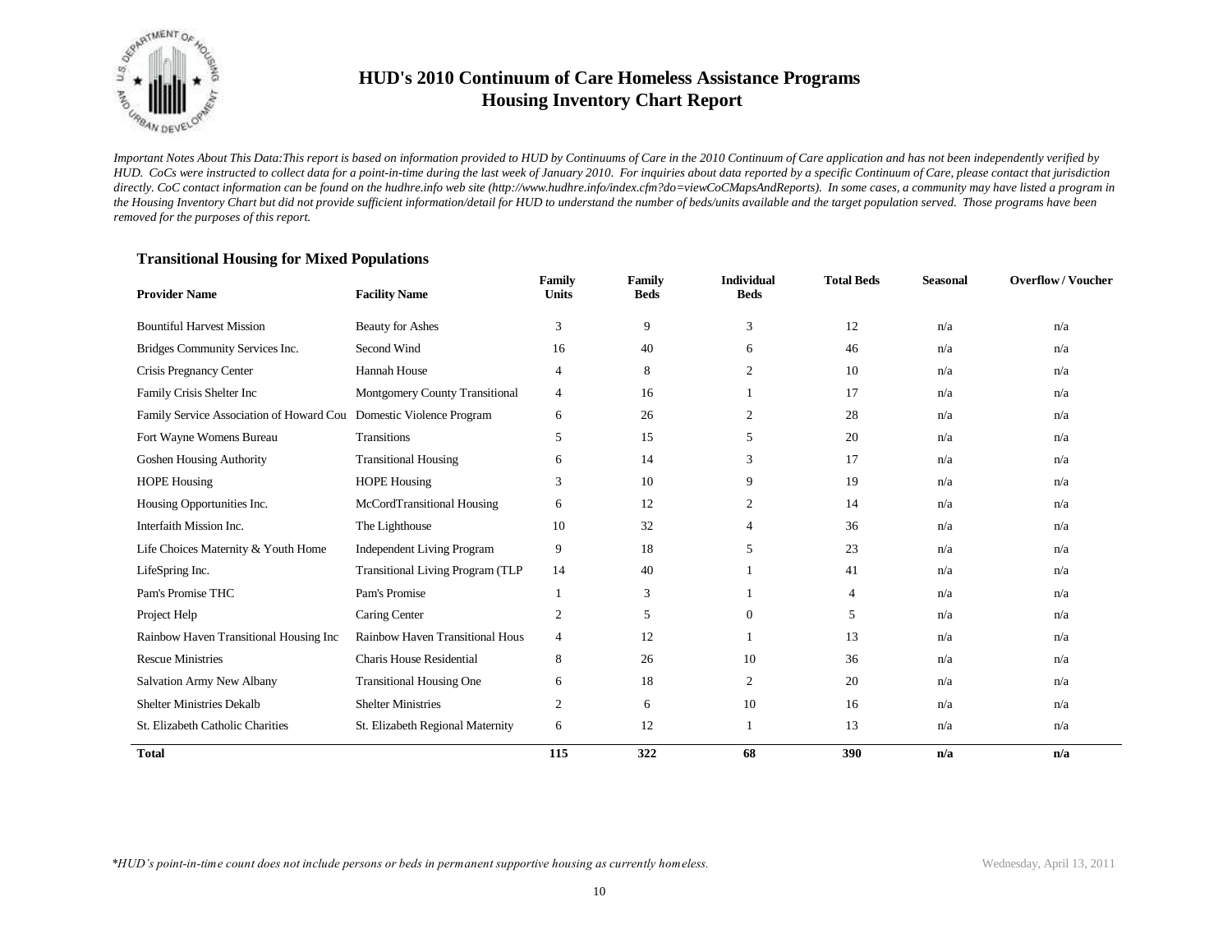# HUD's 2010 Continuum of Care Homeless Assistance Programs
## Housing Inventory Chart Report

*Important Notes About This Data:This report is based on information provided to HUD by Continuums of Care in the 2010 Continuum of Care application and has not been independently verified by HUD. CoCs were instructed to collect data for a point-in-time during the last week of January 2010. For inquiries about data reported by a specific Continuum of Care, please contact that jurisdiction directly. CoC contact information can be found on the hudhre.info web site (http://www.hudhre.info/index.cfm?do=viewCoCMapsAndReports). In some cases, a community may have listed a program in the Housing Inventory Chart but did not provide sufficient information/detail for HUD to understand the number of beds/units available and the target population served. Those programs have been removed for the purposes of this report.*

### Transitional Housing for Mixed Populations

| Provider Name | Facility Name | Family Units | Family Beds | Individual Beds | Total Beds | Seasonal | Overflow / Voucher |
|---|---|---|---|---|---|---|---|
| Bountiful Harvest Mission | Beauty for Ashes | 3 | 9 | 3 | 12 | n/a | n/a |
| Bridges Community Services Inc. | Second Wind | 16 | 40 | 6 | 46 | n/a | n/a |
| Crisis Pregnancy Center | Hannah House | 4 | 8 | 2 | 10 | n/a | n/a |
| Family Crisis Shelter Inc | Montgomery County Transitional | 4 | 16 | 1 | 17 | n/a | n/a |
| Family Service Association of Howard Cou | Domestic Violence Program | 6 | 26 | 2 | 28 | n/a | n/a |
| Fort Wayne Womens Bureau | Transitions | 5 | 15 | 5 | 20 | n/a | n/a |
| Goshen Housing Authority | Transitional Housing | 6 | 14 | 3 | 17 | n/a | n/a |
| HOPE Housing | HOPE Housing | 3 | 10 | 9 | 19 | n/a | n/a |
| Housing Opportunities Inc. | McCordTransitional Housing | 6 | 12 | 2 | 14 | n/a | n/a |
| Interfaith Mission Inc. | The Lighthouse | 10 | 32 | 4 | 36 | n/a | n/a |
| Life Choices Maternity & Youth Home | Independent Living Program | 9 | 18 | 5 | 23 | n/a | n/a |
| LifeSpring Inc. | Transitional Living Program (TLP | 14 | 40 | 1 | 41 | n/a | n/a |
| Pam's Promise THC | Pam's Promise | 1 | 3 | 1 | 4 | n/a | n/a |
| Project Help | Caring Center | 2 | 5 | 0 | 5 | n/a | n/a |
| Rainbow Haven Transitional Housing Inc | Rainbow Haven Transitional Hous | 4 | 12 | 1 | 13 | n/a | n/a |
| Rescue Ministries | Charis House Residential | 8 | 26 | 10 | 36 | n/a | n/a |
| Salvation Army New Albany | Transitional Housing One | 6 | 18 | 2 | 20 | n/a | n/a |
| Shelter Ministries Dekalb | Shelter Ministries | 2 | 6 | 10 | 16 | n/a | n/a |
| St. Elizabeth Catholic Charities | St. Elizabeth Regional Maternity | 6 | 12 | 1 | 13 | n/a | n/a |
| **Total** | | **115** | **322** | **68** | **390** | **n/a** | **n/a** |

*\*HUD's point-in-time count does not include persons or beds in permanent supportive housing as currently homeless.*

Wednesday, April 13, 2011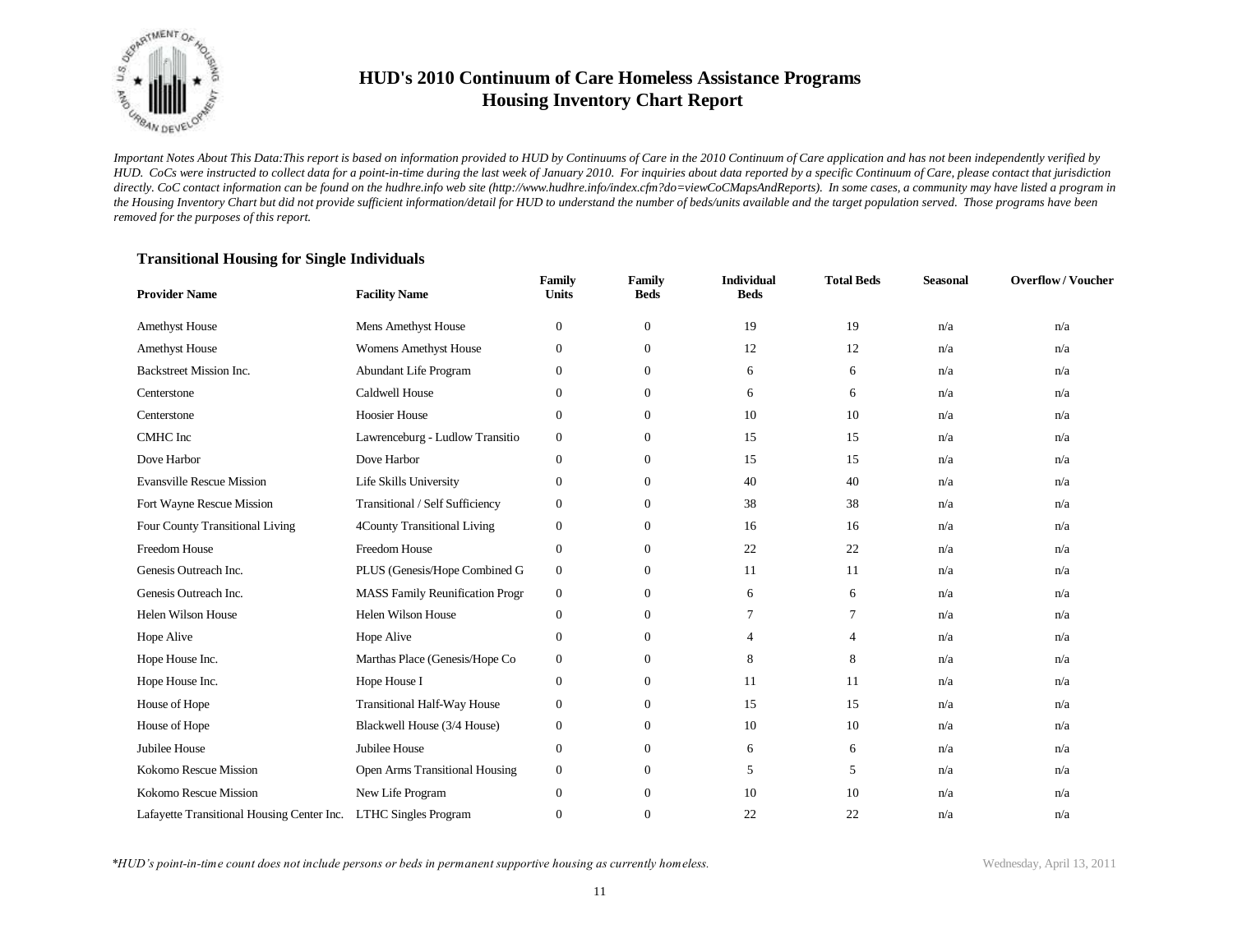# HUD's 2010 Continuum of Care Homeless Assistance Programs
## Housing Inventory Chart Report

*Important Notes About This Data:This report is based on information provided to HUD by Continuums of Care in the 2010 Continuum of Care application and has not been independently verified by HUD. CoCs were instructed to collect data for a point-in-time during the last week of January 2010. For inquiries about data reported by a specific Continuum of Care, please contact that jurisdiction directly. CoC contact information can be found on the hudhre.info web site (http://www.hudhre.info/index.cfm?do=viewCoCMapsAndReports). In some cases, a community may have listed a program in the Housing Inventory Chart but did not provide sufficient information/detail for HUD to understand the number of beds/units available and the target population served. Those programs have been removed for the purposes of this report.*

### Transitional Housing for Single Individuals

| Provider Name | Facility Name | Family Units | Family Beds | Individual Beds | Total Beds | Seasonal | Overflow / Voucher |
|---|---|---|---|---|---|---|---|
| Amethyst House | Mens Amethyst House | 0 | 0 | 19 | 19 | n/a | n/a |
| Amethyst House | Womens Amethyst House | 0 | 0 | 12 | 12 | n/a | n/a |
| Backstreet Mission Inc. | Abundant Life Program | 0 | 0 | 6 | 6 | n/a | n/a |
| Centerstone | Caldwell House | 0 | 0 | 6 | 6 | n/a | n/a |
| Centerstone | Hoosier House | 0 | 0 | 10 | 10 | n/a | n/a |
| CMHC Inc | Lawrenceburg - Ludlow Transitio | 0 | 0 | 15 | 15 | n/a | n/a |
| Dove Harbor | Dove Harbor | 0 | 0 | 15 | 15 | n/a | n/a |
| Evansville Rescue Mission | Life Skills University | 0 | 0 | 40 | 40 | n/a | n/a |
| Fort Wayne Rescue Mission | Transitional / Self Sufficiency | 0 | 0 | 38 | 38 | n/a | n/a |
| Four County Transitional Living | 4County Transitional Living | 0 | 0 | 16 | 16 | n/a | n/a |
| Freedom House | Freedom House | 0 | 0 | 22 | 22 | n/a | n/a |
| Genesis Outreach Inc. | PLUS (Genesis/Hope Combined G | 0 | 0 | 11 | 11 | n/a | n/a |
| Genesis Outreach Inc. | MASS Family Reunification Progr | 0 | 0 | 6 | 6 | n/a | n/a |
| Helen Wilson House | Helen Wilson House | 0 | 0 | 7 | 7 | n/a | n/a |
| Hope Alive | Hope Alive | 0 | 0 | 4 | 4 | n/a | n/a |
| Hope House Inc. | Marthas Place (Genesis/Hope Co | 0 | 0 | 8 | 8 | n/a | n/a |
| Hope House Inc. | Hope House I | 0 | 0 | 11 | 11 | n/a | n/a |
| House of Hope | Transitional Half-Way House | 0 | 0 | 15 | 15 | n/a | n/a |
| House of Hope | Blackwell House (3/4 House) | 0 | 0 | 10 | 10 | n/a | n/a |
| Jubilee House | Jubilee House | 0 | 0 | 6 | 6 | n/a | n/a |
| Kokomo Rescue Mission | Open Arms Transitional Housing | 0 | 0 | 5 | 5 | n/a | n/a |
| Kokomo Rescue Mission | New Life Program | 0 | 0 | 10 | 10 | n/a | n/a |
| Lafayette Transitional Housing Center Inc. | LTHC Singles Program | 0 | 0 | 22 | 22 | n/a | n/a |

*\*HUD's point-in-time count does not include persons or beds in permanent supportive housing as currently homeless.*

Wednesday, April 13, 2011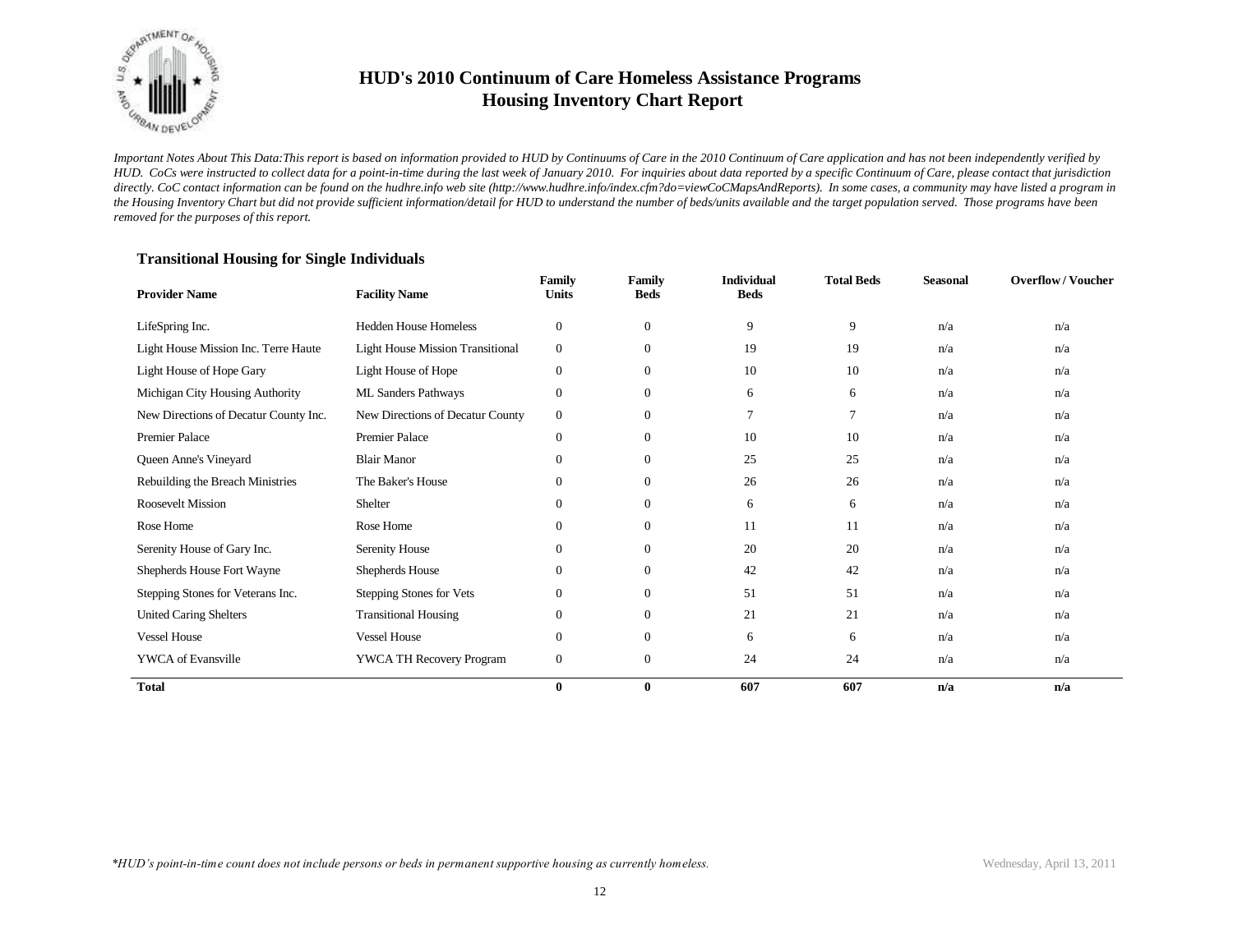# HUD's 2010 Continuum of Care Homeless Assistance Programs
# Housing Inventory Chart Report

*Important Notes About This Data:This report is based on information provided to HUD by Continuums of Care in the 2010 Continuum of Care application and has not been independently verified by HUD. CoCs were instructed to collect data for a point-in-time during the last week of January 2010. For inquiries about data reported by a specific Continuum of Care, please contact that jurisdiction directly. CoC contact information can be found on the hudhre.info web site (http://www.hudhre.info/index.cfm?do=viewCoCMapsAndReports). In some cases, a community may have listed a program in the Housing Inventory Chart but did not provide sufficient information/detail for HUD to understand the number of beds/units available and the target population served. Those programs have been removed for the purposes of this report.*

### Transitional Housing for Single Individuals

| Provider Name | Facility Name | Family Units | Family Beds | Individual Beds | Total Beds | Seasonal | Overflow / Voucher |
|---|---|---|---|---|---|---|---|
| LifeSpring Inc. | Hedden House Homeless | 0 | 0 | 9 | 9 | n/a | n/a |
| Light House Mission Inc. Terre Haute | Light House Mission Transitional | 0 | 0 | 19 | 19 | n/a | n/a |
| Light House of Hope Gary | Light House of Hope | 0 | 0 | 10 | 10 | n/a | n/a |
| Michigan City Housing Authority | ML Sanders Pathways | 0 | 0 | 6 | 6 | n/a | n/a |
| New Directions of Decatur County Inc. | New Directions of Decatur County | 0 | 0 | 7 | 7 | n/a | n/a |
| Premier Palace | Premier Palace | 0 | 0 | 10 | 10 | n/a | n/a |
| Queen Anne's Vineyard | Blair Manor | 0 | 0 | 25 | 25 | n/a | n/a |
| Rebuilding the Breach Ministries | The Baker's House | 0 | 0 | 26 | 26 | n/a | n/a |
| Roosevelt Mission | Shelter | 0 | 0 | 6 | 6 | n/a | n/a |
| Rose Home | Rose Home | 0 | 0 | 11 | 11 | n/a | n/a |
| Serenity House of Gary Inc. | Serenity House | 0 | 0 | 20 | 20 | n/a | n/a |
| Shepherds House Fort Wayne | Shepherds House | 0 | 0 | 42 | 42 | n/a | n/a |
| Stepping Stones for Veterans Inc. | Stepping Stones for Vets | 0 | 0 | 51 | 51 | n/a | n/a |
| United Caring Shelters | Transitional Housing | 0 | 0 | 21 | 21 | n/a | n/a |
| Vessel House | Vessel House | 0 | 0 | 6 | 6 | n/a | n/a |
| YWCA of Evansville | YWCA TH Recovery Program | 0 | 0 | 24 | 24 | n/a | n/a |
| **Total** | | **0** | **0** | **607** | **607** | **n/a** | **n/a** |

*\*HUD's point-in-time count does not include persons or beds in permanent supportive housing as currently homeless.*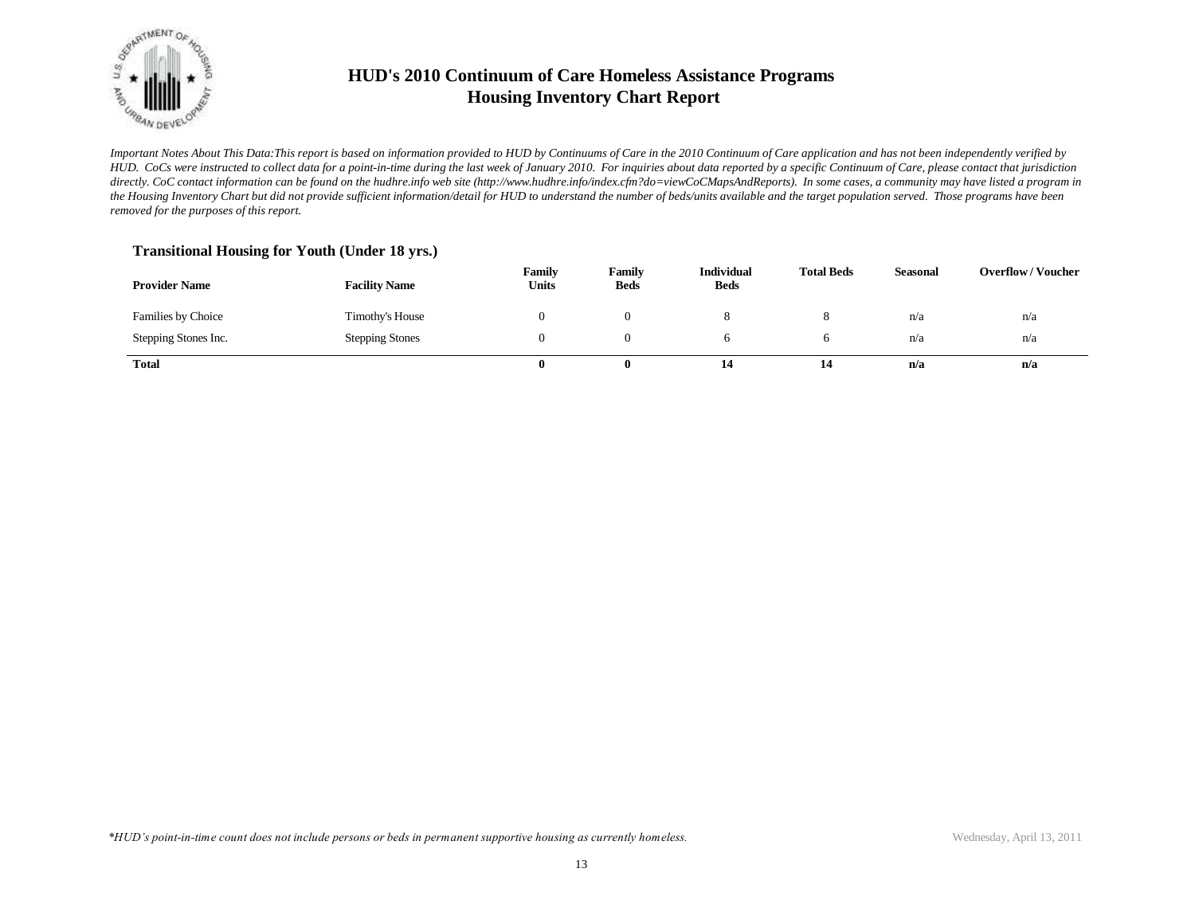# HUD's 2010 Continuum of Care Homeless Assistance Programs
## Housing Inventory Chart Report

*Important Notes About This Data:This report is based on information provided to HUD by Continuums of Care in the 2010 Continuum of Care application and has not been independently verified by HUD. CoCs were instructed to collect data for a point-in-time during the last week of January 2010. For inquiries about data reported by a specific Continuum of Care, please contact that jurisdiction directly. CoC contact information can be found on the hudhre.info web site (http://www.hudhre.info/index.cfm?do=viewCoCMapsAndReports). In some cases, a community may have listed a program in the Housing Inventory Chart but did not provide sufficient information/detail for HUD to understand the number of beds/units available and the target population served. Those programs have been removed for the purposes of this report.*

### Transitional Housing for Youth (Under 18 yrs.)

| Provider Name | Facility Name | Family Units | Family Beds | Individual Beds | Total Beds | Seasonal | Overflow / Voucher |
|---|---|---|---|---|---|---|---|
| Families by Choice | Timothy's House | 0 | 0 | 8 | 8 | n/a | n/a |
| Stepping Stones Inc. | Stepping Stones | 0 | 0 | 6 | 6 | n/a | n/a |
| **Total** | | **0** | **0** | **14** | **14** | **n/a** | **n/a** |

*\*HUD's point-in-time count does not include persons or beds in permanent supportive housing as currently homeless.*

Wednesday, April 13, 2011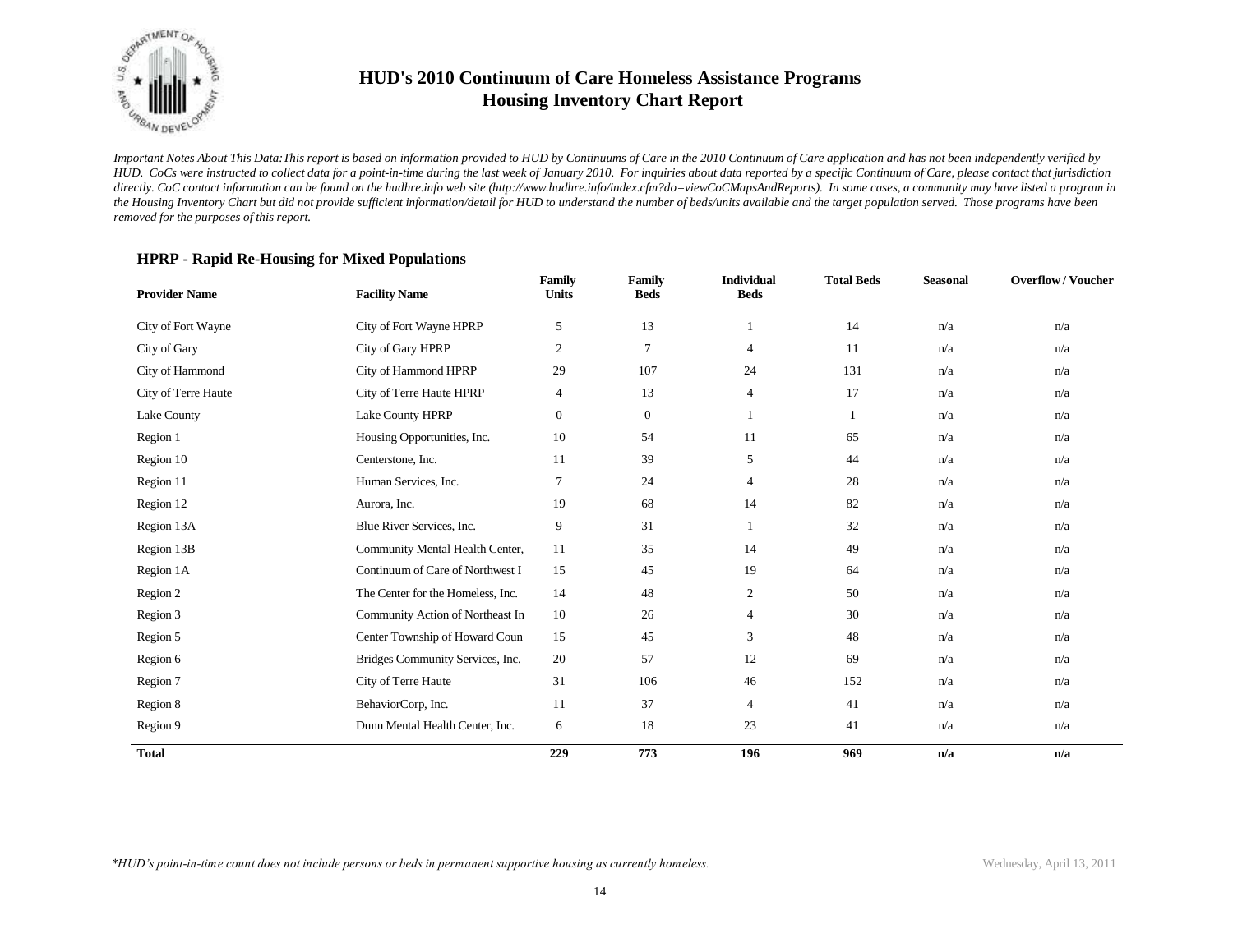# HUD's 2010 Continuum of Care Homeless Assistance Programs
## Housing Inventory Chart Report

*Important Notes About This Data:This report is based on information provided to HUD by Continuums of Care in the 2010 Continuum of Care application and has not been independently verified by HUD. CoCs were instructed to collect data for a point-in-time during the last week of January 2010. For inquiries about data reported by a specific Continuum of Care, please contact that jurisdiction directly. CoC contact information can be found on the hudhre.info web site (http://www.hudhre.info/index.cfm?do=viewCoCMapsAndReports). In some cases, a community may have listed a program in the Housing Inventory Chart but did not provide sufficient information/detail for HUD to understand the number of beds/units available and the target population served. Those programs have been removed for the purposes of this report.*

### HPRP - Rapid Re-Housing for Mixed Populations

| Provider Name | Facility Name | Family Units | Family Beds | Individual Beds | Total Beds | Seasonal | Overflow / Voucher |
|---|---|---|---|---|---|---|---|
| City of Fort Wayne | City of Fort Wayne HPRP | 5 | 13 | 1 | 14 | n/a | n/a |
| City of Gary | City of Gary HPRP | 2 | 7 | 4 | 11 | n/a | n/a |
| City of Hammond | City of Hammond HPRP | 29 | 107 | 24 | 131 | n/a | n/a |
| City of Terre Haute | City of Terre Haute HPRP | 4 | 13 | 4 | 17 | n/a | n/a |
| Lake County | Lake County HPRP | 0 | 0 | 1 | 1 | n/a | n/a |
| Region 1 | Housing Opportunities, Inc. | 10 | 54 | 11 | 65 | n/a | n/a |
| Region 10 | Centerstone, Inc. | 11 | 39 | 5 | 44 | n/a | n/a |
| Region 11 | Human Services, Inc. | 7 | 24 | 4 | 28 | n/a | n/a |
| Region 12 | Aurora, Inc. | 19 | 68 | 14 | 82 | n/a | n/a |
| Region 13A | Blue River Services, Inc. | 9 | 31 | 1 | 32 | n/a | n/a |
| Region 13B | Community Mental Health Center, | 11 | 35 | 14 | 49 | n/a | n/a |
| Region 1A | Continuum of Care of Northwest I | 15 | 45 | 19 | 64 | n/a | n/a |
| Region 2 | The Center for the Homeless, Inc. | 14 | 48 | 2 | 50 | n/a | n/a |
| Region 3 | Community Action of Northeast In | 10 | 26 | 4 | 30 | n/a | n/a |
| Region 5 | Center Township of Howard Coun | 15 | 45 | 3 | 48 | n/a | n/a |
| Region 6 | Bridges Community Services, Inc. | 20 | 57 | 12 | 69 | n/a | n/a |
| Region 7 | City of Terre Haute | 31 | 106 | 46 | 152 | n/a | n/a |
| Region 8 | BehaviorCorp, Inc. | 11 | 37 | 4 | 41 | n/a | n/a |
| Region 9 | Dunn Mental Health Center, Inc. | 6 | 18 | 23 | 41 | n/a | n/a |
| **Total** | | **229** | **773** | **196** | **969** | **n/a** | **n/a** |

*\*HUD's point-in-time count does not include persons or beds in permanent supportive housing as currently homeless.*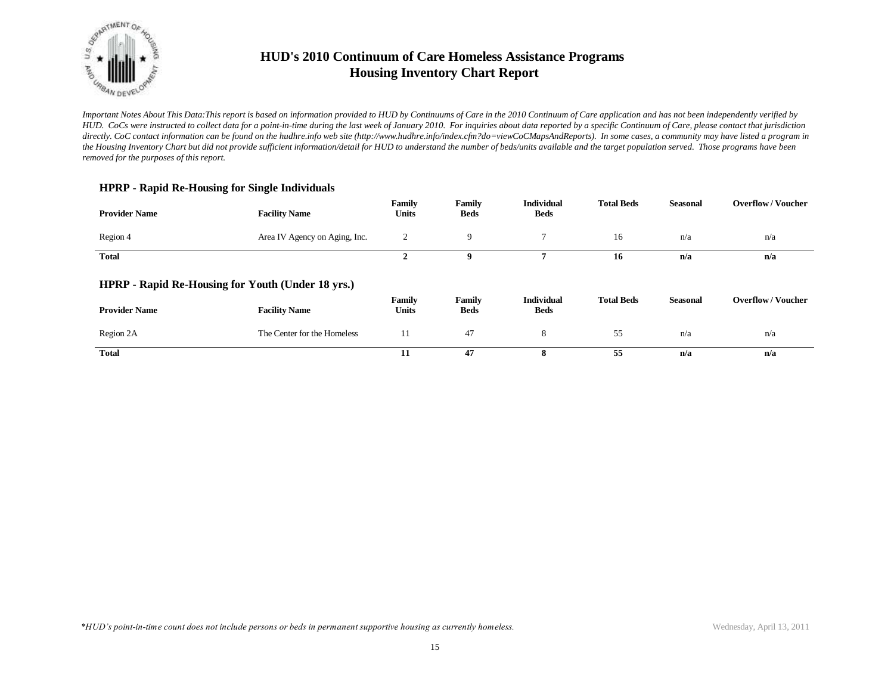# HUD's 2010 Continuum of Care Homeless Assistance Programs
# Housing Inventory Chart Report

*Important Notes About This Data:This report is based on information provided to HUD by Continuums of Care in the 2010 Continuum of Care application and has not been independently verified by HUD. CoCs were instructed to collect data for a point-in-time during the last week of January 2010. For inquiries about data reported by a specific Continuum of Care, please contact that jurisdiction directly. CoC contact information can be found on the hudhre.info web site (http://www.hudhre.info/index.cfm?do=viewCoCMapsAndReports). In some cases, a community may have listed a program in the Housing Inventory Chart but did not provide sufficient information/detail for HUD to understand the number of beds/units available and the target population served. Those programs have been removed for the purposes of this report.*

### HPRP - Rapid Re-Housing for Single Individuals

| Provider Name | Facility Name | Family Units | Family Beds | Individual Beds | Total Beds | Seasonal | Overflow / Voucher |
|---|---|---|---|---|---|---|---|
| Region 4 | Area IV Agency on Aging, Inc. | 2 | 9 | 7 | 16 | n/a | n/a |
| **Total** | | **2** | **9** | **7** | **16** | **n/a** | **n/a** |

### HPRP - Rapid Re-Housing for Youth (Under 18 yrs.)

| Provider Name | Facility Name | Family Units | Family Beds | Individual Beds | Total Beds | Seasonal | Overflow / Voucher |
|---|---|---|---|---|---|---|---|
| Region 2A | The Center for the Homeless | 11 | 47 | 8 | 55 | n/a | n/a |
| **Total** | | **11** | **47** | **8** | **55** | **n/a** | **n/a** |

*\*HUD's point-in-time count does not include persons or beds in permanent supportive housing as currently homeless.*

Wednesday, April 13, 2011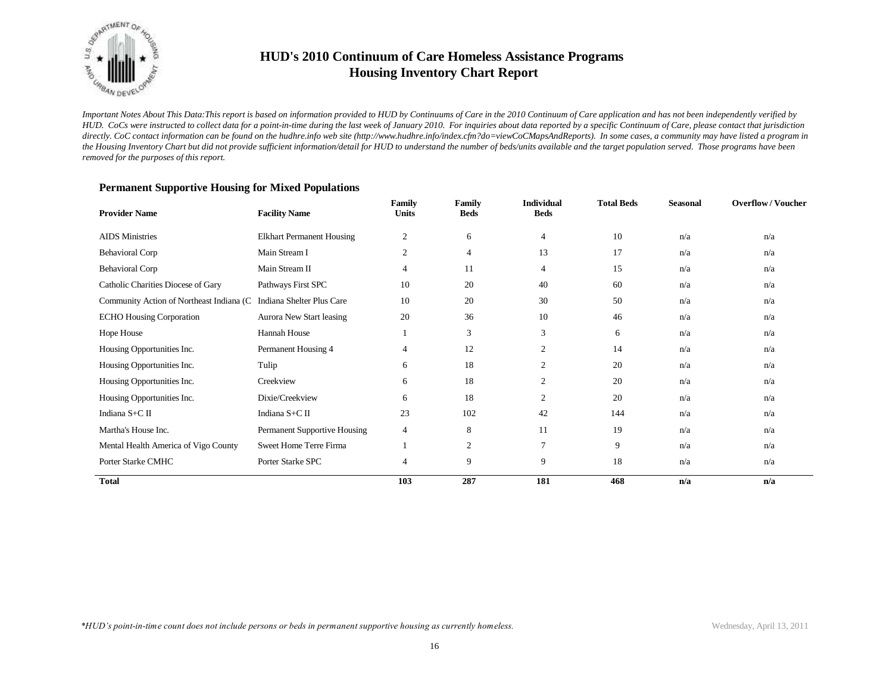# HUD's 2010 Continuum of Care Homeless Assistance Programs
## Housing Inventory Chart Report

*Important Notes About This Data:This report is based on information provided to HUD by Continuums of Care in the 2010 Continuum of Care application and has not been independently verified by HUD. CoCs were instructed to collect data for a point-in-time during the last week of January 2010. For inquiries about data reported by a specific Continuum of Care, please contact that jurisdiction directly. CoC contact information can be found on the hudhre.info web site (http://www.hudhre.info/index.cfm?do=viewCoCMapsAndReports). In some cases, a community may have listed a program in the Housing Inventory Chart but did not provide sufficient information/detail for HUD to understand the number of beds/units available and the target population served. Those programs have been removed for the purposes of this report.*

### Permanent Supportive Housing for Mixed Populations

| Provider Name | Facility Name | Family Units | Family Beds | Individual Beds | Total Beds | Seasonal | Overflow / Voucher |
|---|---|---|---|---|---|---|---|
| AIDS Ministries | Elkhart Permanent Housing | 2 | 6 | 4 | 10 | n/a | n/a |
| Behavioral Corp | Main Stream I | 2 | 4 | 13 | 17 | n/a | n/a |
| Behavioral Corp | Main Stream II | 4 | 11 | 4 | 15 | n/a | n/a |
| Catholic Charities Diocese of Gary | Pathways First SPC | 10 | 20 | 40 | 60 | n/a | n/a |
| Community Action of Northeast Indiana (C | Indiana Shelter Plus Care | 10 | 20 | 30 | 50 | n/a | n/a |
| ECHO Housing Corporation | Aurora New Start leasing | 20 | 36 | 10 | 46 | n/a | n/a |
| Hope House | Hannah House | 1 | 3 | 3 | 6 | n/a | n/a |
| Housing Opportunities Inc. | Permanent Housing 4 | 4 | 12 | 2 | 14 | n/a | n/a |
| Housing Opportunities Inc. | Tulip | 6 | 18 | 2 | 20 | n/a | n/a |
| Housing Opportunities Inc. | Creekview | 6 | 18 | 2 | 20 | n/a | n/a |
| Housing Opportunities Inc. | Dixie/Creekview | 6 | 18 | 2 | 20 | n/a | n/a |
| Indiana S+C II | Indiana S+C II | 23 | 102 | 42 | 144 | n/a | n/a |
| Martha's House Inc. | Permanent Supportive Housing | 4 | 8 | 11 | 19 | n/a | n/a |
| Mental Health America of Vigo County | Sweet Home Terre Firma | 1 | 2 | 7 | 9 | n/a | n/a |
| Porter Starke CMHC | Porter Starke SPC | 4 | 9 | 9 | 18 | n/a | n/a |
| **Total** | | **103** | **287** | **181** | **468** | **n/a** | **n/a** |

*\*HUD's point-in-time count does not include persons or beds in permanent supportive housing as currently homeless.*

Wednesday, April 13, 2011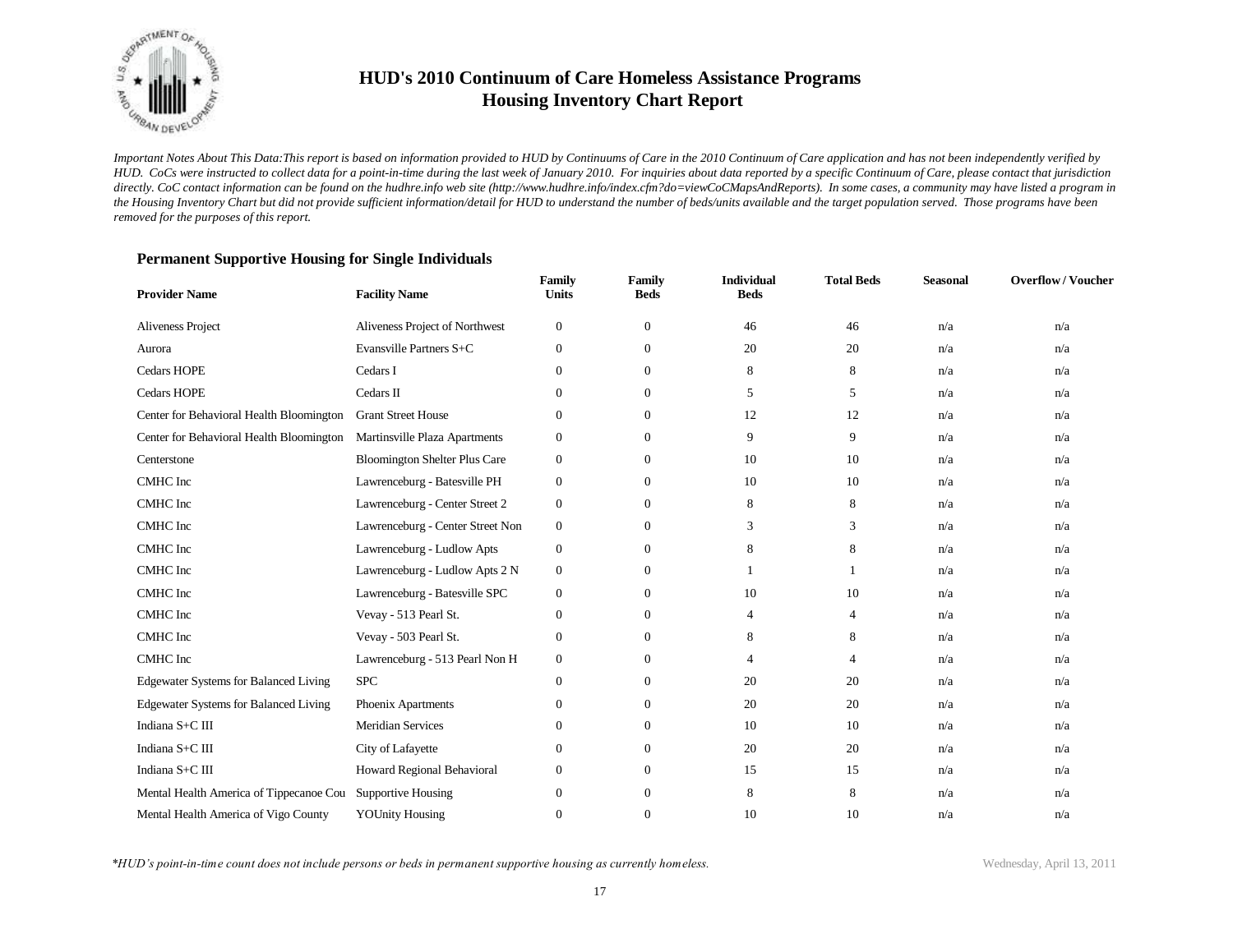# HUD's 2010 Continuum of Care Homeless Assistance Programs
## Housing Inventory Chart Report

*Important Notes About This Data:This report is based on information provided to HUD by Continuums of Care in the 2010 Continuum of Care application and has not been independently verified by HUD. CoCs were instructed to collect data for a point-in-time during the last week of January 2010. For inquiries about data reported by a specific Continuum of Care, please contact that jurisdiction directly. CoC contact information can be found on the hudhre.info web site (http://www.hudhre.info/index.cfm?do=viewCoCMapsAndReports). In some cases, a community may have listed a program in the Housing Inventory Chart but did not provide sufficient information/detail for HUD to understand the number of beds/units available and the target population served. Those programs have been removed for the purposes of this report.*

### Permanent Supportive Housing for Single Individuals

| Provider Name | Facility Name | Family Units | Family Beds | Individual Beds | Total Beds | Seasonal | Overflow / Voucher |
|---|---|---|---|---|---|---|---|
| Aliveness Project | Aliveness Project of Northwest | 0 | 0 | 46 | 46 | n/a | n/a |
| Aurora | Evansville Partners S+C | 0 | 0 | 20 | 20 | n/a | n/a |
| Cedars HOPE | Cedars I | 0 | 0 | 8 | 8 | n/a | n/a |
| Cedars HOPE | Cedars II | 0 | 0 | 5 | 5 | n/a | n/a |
| Center for Behavioral Health Bloomington | Grant Street House | 0 | 0 | 12 | 12 | n/a | n/a |
| Center for Behavioral Health Bloomington | Martinsville Plaza Apartments | 0 | 0 | 9 | 9 | n/a | n/a |
| Centerstone | Bloomington Shelter Plus Care | 0 | 0 | 10 | 10 | n/a | n/a |
| CMHC Inc | Lawrenceburg - Batesville PH | 0 | 0 | 10 | 10 | n/a | n/a |
| CMHC Inc | Lawrenceburg - Center Street 2 | 0 | 0 | 8 | 8 | n/a | n/a |
| CMHC Inc | Lawrenceburg - Center Street Non | 0 | 0 | 3 | 3 | n/a | n/a |
| CMHC Inc | Lawrenceburg - Ludlow Apts | 0 | 0 | 8 | 8 | n/a | n/a |
| CMHC Inc | Lawrenceburg - Ludlow Apts 2 N | 0 | 0 | 1 | 1 | n/a | n/a |
| CMHC Inc | Lawrenceburg - Batesville SPC | 0 | 0 | 10 | 10 | n/a | n/a |
| CMHC Inc | Vevay - 513 Pearl St. | 0 | 0 | 4 | 4 | n/a | n/a |
| CMHC Inc | Vevay - 503 Pearl St. | 0 | 0 | 8 | 8 | n/a | n/a |
| CMHC Inc | Lawrenceburg - 513 Pearl Non H | 0 | 0 | 4 | 4 | n/a | n/a |
| Edgewater Systems for Balanced Living | SPC | 0 | 0 | 20 | 20 | n/a | n/a |
| Edgewater Systems for Balanced Living | Phoenix Apartments | 0 | 0 | 20 | 20 | n/a | n/a |
| Indiana S+C III | Meridian Services | 0 | 0 | 10 | 10 | n/a | n/a |
| Indiana S+C III | City of Lafayette | 0 | 0 | 20 | 20 | n/a | n/a |
| Indiana S+C III | Howard Regional Behavioral | 0 | 0 | 15 | 15 | n/a | n/a |
| Mental Health America of Tippecanoe Cou | Supportive Housing | 0 | 0 | 8 | 8 | n/a | n/a |
| Mental Health America of Vigo County | YOUnity Housing | 0 | 0 | 10 | 10 | n/a | n/a |

*\*HUD's point-in-time count does not include persons or beds in permanent supportive housing as currently homeless.*

Wednesday, April 13, 2011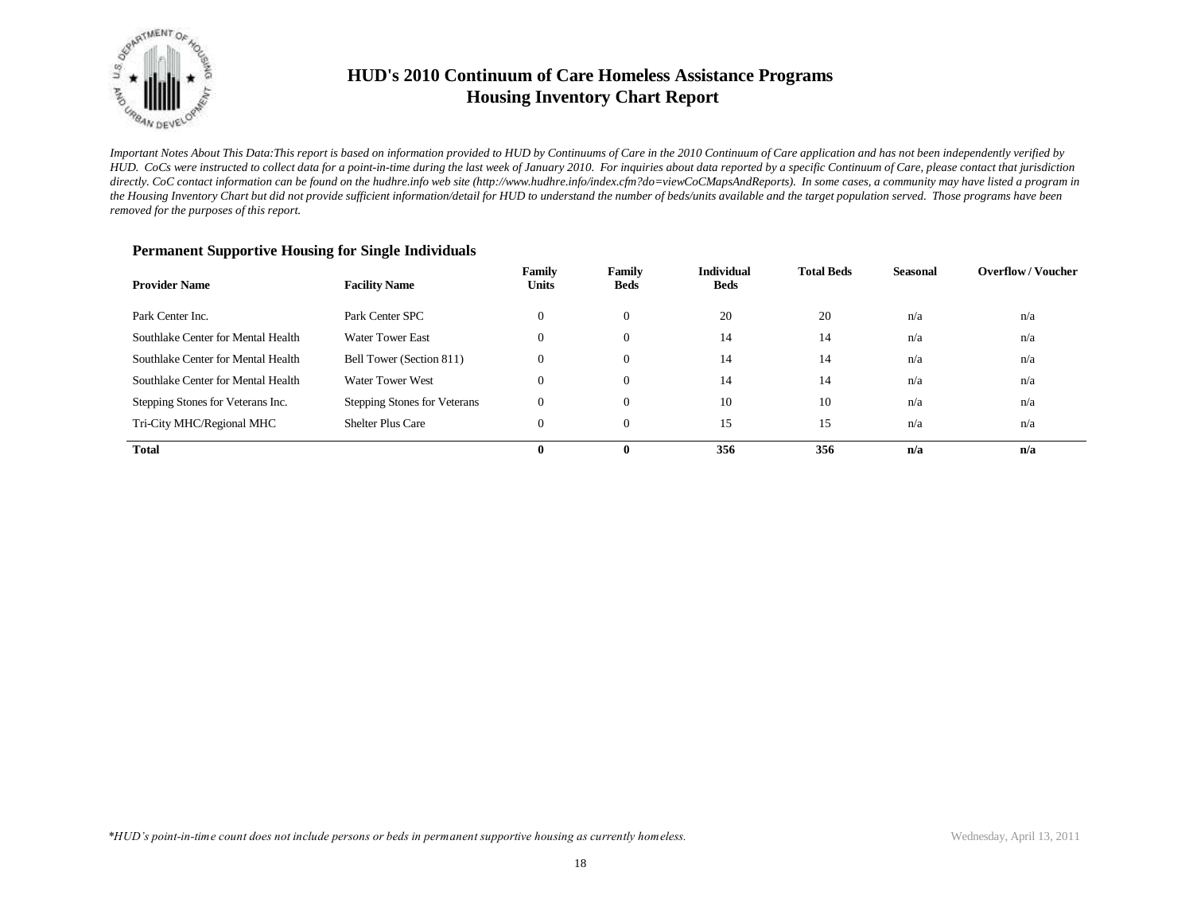# HUD's 2010 Continuum of Care Homeless Assistance Programs
# Housing Inventory Chart Report

*Important Notes About This Data:This report is based on information provided to HUD by Continuums of Care in the 2010 Continuum of Care application and has not been independently verified by HUD. CoCs were instructed to collect data for a point-in-time during the last week of January 2010. For inquiries about data reported by a specific Continuum of Care, please contact that jurisdiction directly. CoC contact information can be found on the hudhre.info web site (http://www.hudhre.info/index.cfm?do=viewCoCMapsAndReports). In some cases, a community may have listed a program in the Housing Inventory Chart but did not provide sufficient information/detail for HUD to understand the number of beds/units available and the target population served. Those programs have been removed for the purposes of this report.*

### Permanent Supportive Housing for Single Individuals

| Provider Name | Facility Name | Family Units | Family Beds | Individual Beds | Total Beds | Seasonal | Overflow / Voucher |
|---|---|---|---|---|---|---|---|
| Park Center Inc. | Park Center SPC | 0 | 0 | 20 | 20 | n/a | n/a |
| Southlake Center for Mental Health | Water Tower East | 0 | 0 | 14 | 14 | n/a | n/a |
| Southlake Center for Mental Health | Bell Tower (Section 811) | 0 | 0 | 14 | 14 | n/a | n/a |
| Southlake Center for Mental Health | Water Tower West | 0 | 0 | 14 | 14 | n/a | n/a |
| Stepping Stones for Veterans Inc. | Stepping Stones for Veterans | 0 | 0 | 10 | 10 | n/a | n/a |
| Tri-City MHC/Regional MHC | Shelter Plus Care | 0 | 0 | 15 | 15 | n/a | n/a |
| **Total** | | **0** | **0** | **356** | **356** | **n/a** | **n/a** |

*\*HUD's point-in-time count does not include persons or beds in permanent supportive housing as currently homeless.*

Wednesday, April 13, 2011